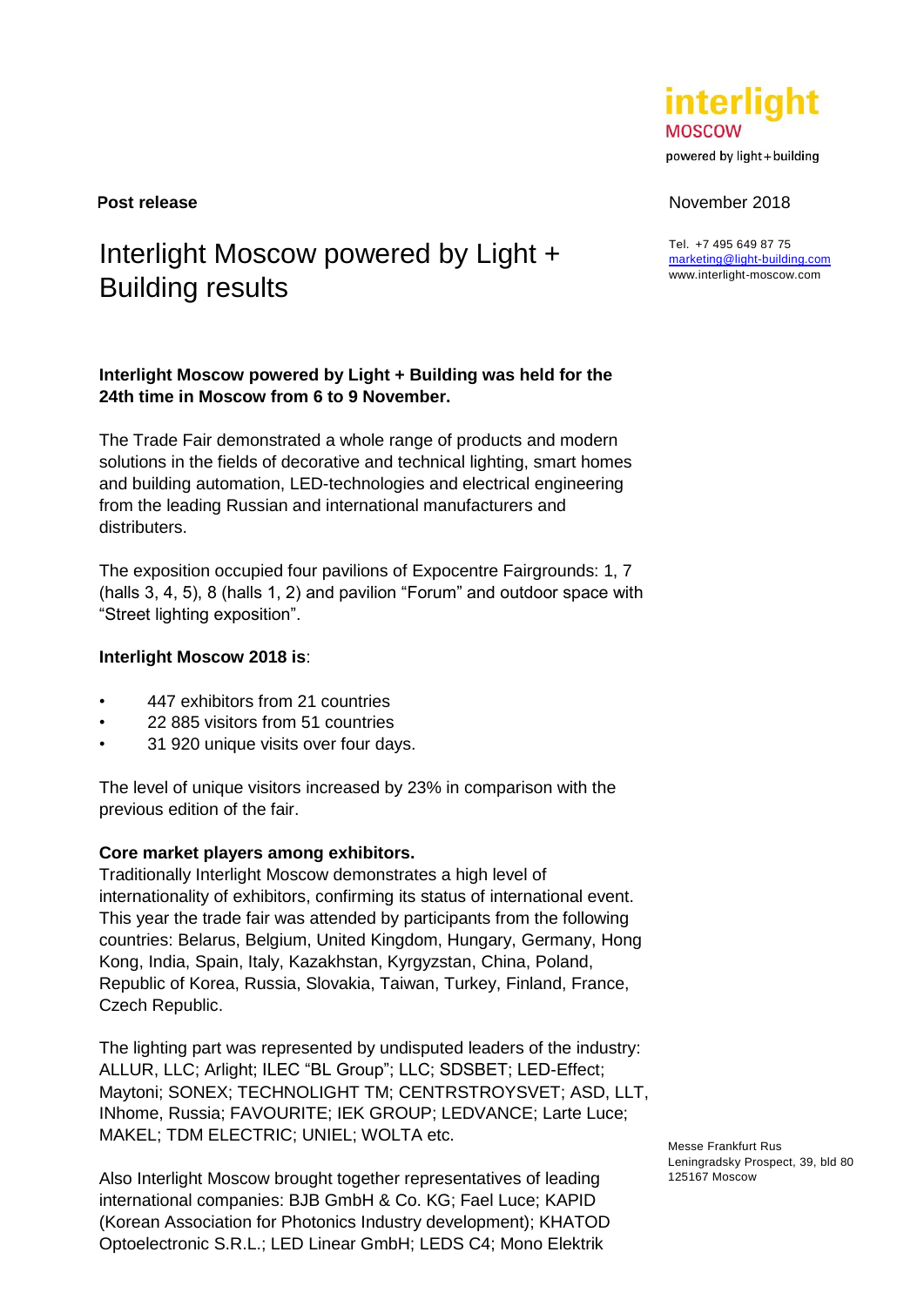**Post release**

November 2018

Tel. +7 495 649 87 75
marketing@light-building.com
www.interlight-moscow.com

# Interlight Moscow powered by Light + Building results

**Interlight Moscow powered by Light + Building was held for the 24th time in Moscow from 6 to 9 November.**

The Trade Fair demonstrated a whole range of products and modern solutions in the fields of decorative and technical lighting, smart homes and building automation, LED-technologies and electrical engineering from the leading Russian and international manufacturers and distributers.

The exposition occupied four pavilions of Expocentre Fairgrounds: 1, 7 (halls 3, 4, 5), 8 (halls 1, 2) and pavilion "Forum" and outdoor space with "Street lighting exposition".

**Interlight Moscow 2018 is**:

- 447 exhibitors from 21 countries
- 22 885 visitors from 51 countries
- 31 920 unique visits over four days.

The level of unique visitors increased by 23% in comparison with the previous edition of the fair.

**Core market players among exhibitors.**
Traditionally Interlight Moscow demonstrates a high level of internationality of exhibitors, confirming its status of international event. This year the trade fair was attended by participants from the following countries: Belarus, Belgium, United Kingdom, Hungary, Germany, Hong Kong, India, Spain, Italy, Kazakhstan, Kyrgyzstan, China, Poland, Republic of Korea, Russia, Slovakia, Taiwan, Turkey, Finland, France, Czech Republic.

The lighting part was represented by undisputed leaders of the industry: ALLUR, LLC; Arlight; ILEC "BL Group"; LLC; SDSBET; LED-Effect; Maytoni; SONEX; TECHNOLIGHT TM; CENTRSTROYSVET; ASD, LLT, INhome, Russia; FAVOURITE; IEK GROUP; LEDVANCE; Larte Luce; MAKEL; TDM ELECTRIC; UNIEL; WOLTA etc.

Also Interlight Moscow brought together representatives of leading international companies: BJB GmbH & Co. KG; Fael Luce; KAPID (Korean Association for Photonics Industry development); KHATOD Optoelectronic S.R.L.; LED Linear GmbH; LEDS C4; Mono Elektrik

Messe Frankfurt Rus
Leningradsky Prospect, 39, bld 80
125167 Moscow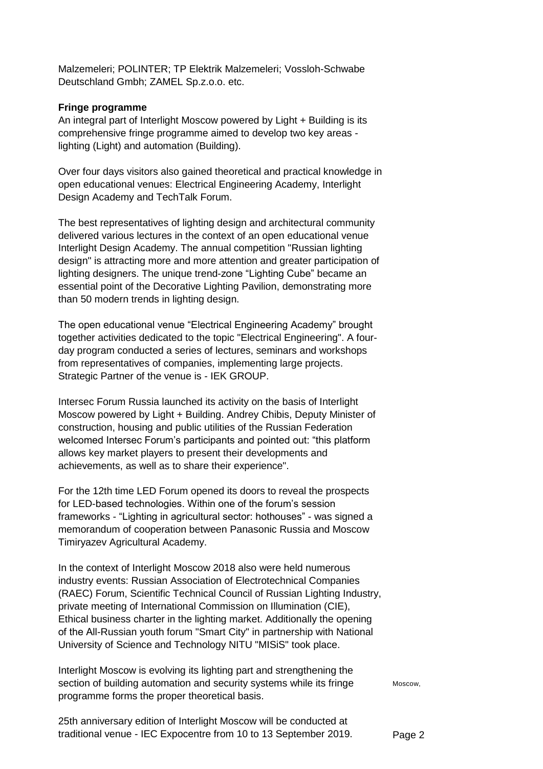Malzemeleri; POLINTER; TP Elektrik Malzemeleri; Vossloh-Schwabe Deutschland Gmbh; ZAMEL Sp.z.o.o. etc.

**Fringe programme**

An integral part of Interlight Moscow powered by Light + Building is its comprehensive fringe programme aimed to develop two key areas - lighting (Light) and automation (Building).

Over four days visitors also gained theoretical and practical knowledge in open educational venues: Electrical Engineering Academy, Interlight Design Academy and TechTalk Forum.

The best representatives of lighting design and architectural community delivered various lectures in the context of an open educational venue Interlight Design Academy. The annual competition "Russian lighting design" is attracting more and more attention and greater participation of lighting designers. The unique trend-zone “Lighting Cube” became an essential point of the Decorative Lighting Pavilion, demonstrating more than 50 modern trends in lighting design.

The open educational venue “Electrical Engineering Academy” brought together activities dedicated to the topic "Electrical Engineering". A four-day program conducted a series of lectures, seminars and workshops from representatives of companies, implementing large projects. Strategic Partner of the venue is - IEK GROUP.

Intersec Forum Russia launched its activity on the basis of Interlight Moscow powered by Light + Building. Andrey Chibis, Deputy Minister of construction, housing and public utilities of the Russian Federation welcomed Intersec Forum’s participants and pointed out: “this platform allows key market players to present their developments and achievements, as well as to share their experience".

For the 12th time LED Forum opened its doors to reveal the prospects for LED-based technologies. Within one of the forum’s session frameworks - “Lighting in agricultural sector: hothouses” - was signed a memorandum of cooperation between Panasonic Russia and Moscow Timiryazev Agricultural Academy.

In the context of Interlight Moscow 2018 also were held numerous industry events: Russian Association of Electrotechnical Companies (RAEC) Forum, Scientific Technical Council of Russian Lighting Industry, private meeting of International Commission on Illumination (CIE), Ethical business charter in the lighting market. Additionally the opening of the All-Russian youth forum "Smart City" in partnership with National University of Science and Technology NITU "MISiS" took place.

Interlight Moscow is evolving its lighting part and strengthening the section of building automation and security systems while its fringe programme forms the proper theoretical basis.

25th anniversary edition of Interlight Moscow will be conducted at traditional venue - IEC Expocentre from 10 to 13 September 2019.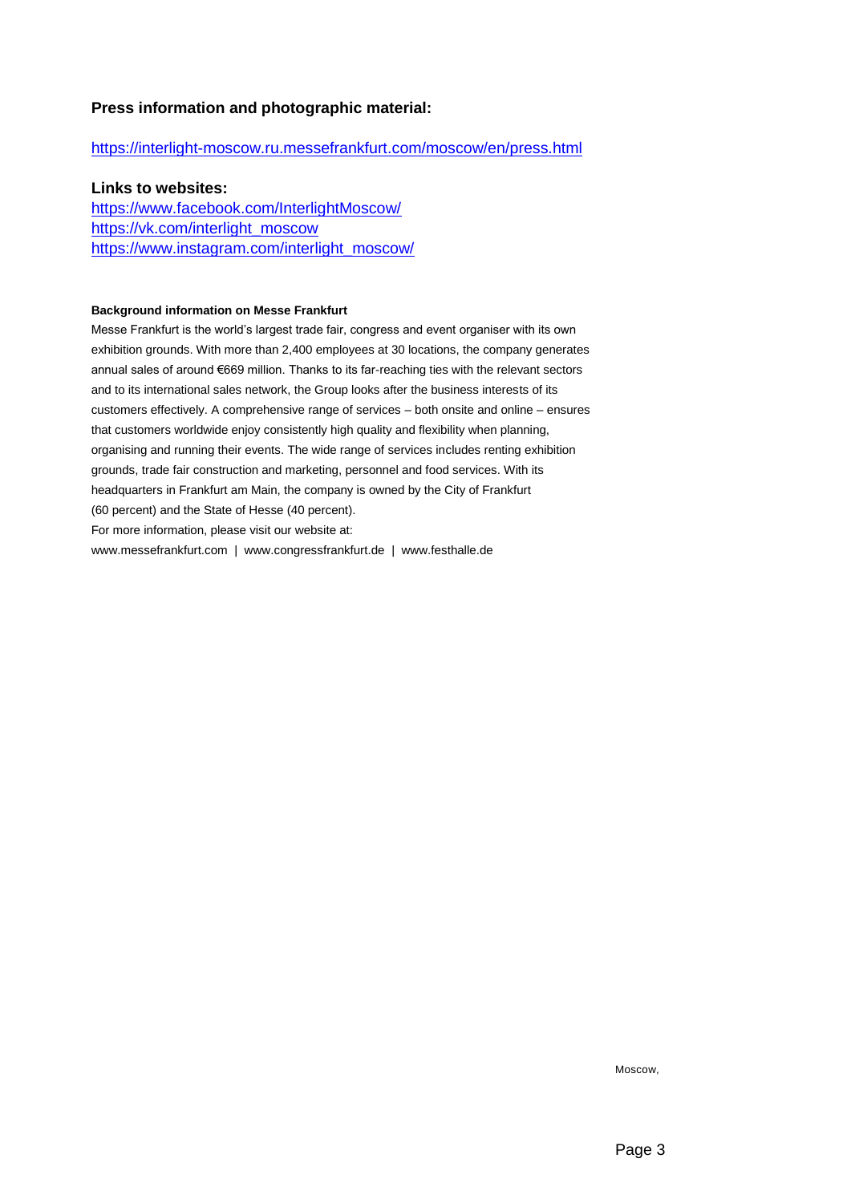### Press information and photographic material:

https://interlight-moscow.ru.messefrankfurt.com/moscow/en/press.html

### Links to websites:

https://www.facebook.com/InterlightMoscow/
https://vk.com/interlight_moscow
https://www.instagram.com/interlight_moscow/

**Background information on Messe Frankfurt**

Messe Frankfurt is the world's largest trade fair, congress and event organiser with its own exhibition grounds. With more than 2,400 employees at 30 locations, the company generates annual sales of around €669 million. Thanks to its far-reaching ties with the relevant sectors and to its international sales network, the Group looks after the business interests of its customers effectively. A comprehensive range of services – both onsite and online – ensures that customers worldwide enjoy consistently high quality and flexibility when planning, organising and running their events. The wide range of services includes renting exhibition grounds, trade fair construction and marketing, personnel and food services. With its headquarters in Frankfurt am Main, the company is owned by the City of Frankfurt (60 percent) and the State of Hesse (40 percent).

For more information, please visit our website at:

www.messefrankfurt.com | www.congressfrankfurt.de | www.festhalle.de

Moscow,